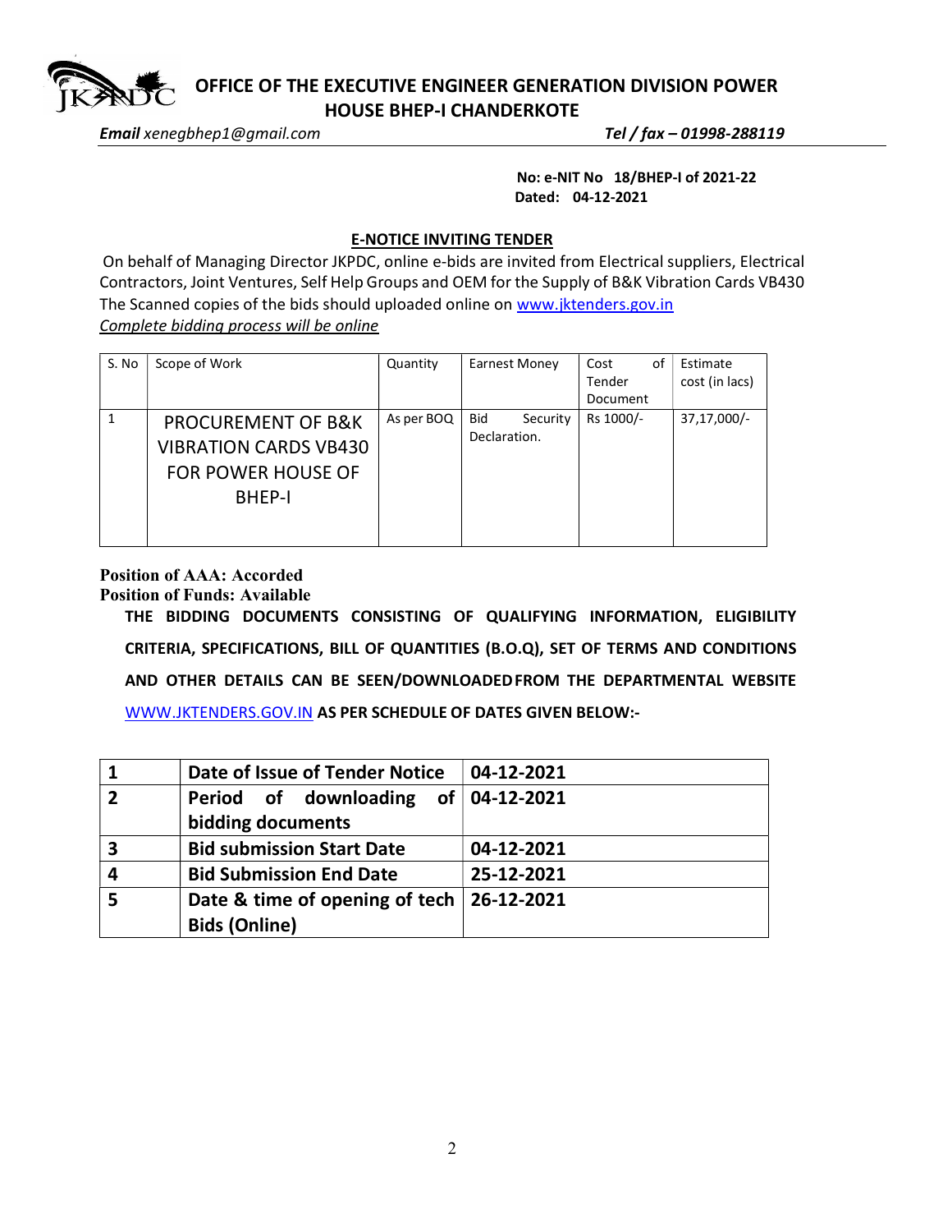# OFFICE OF THE EXECUTIVE ENGINEER GENERATION DIVISION POWER HOUSE BHEP-I CHANDERKOTE

***Email*** *xenegbhep1@gmail.com* ***Tel / fax – 01998-288119***

**No: e-NIT No 18/BHEP-I of 2021-22**
**Dated: 04-12-2021**

## E-NOTICE INVITING TENDER

On behalf of Managing Director JKPDC, online e-bids are invited from Electrical suppliers, Electrical Contractors, Joint Ventures, Self Help Groups and OEM for the Supply of B&K Vibration Cards VB430 The Scanned copies of the bids should uploaded online on www.jktenders.gov.in

*Complete bidding process will be online*

| S. No | Scope of Work | Quantity | Earnest Money | Cost of Tender Document | Estimate cost (in lacs) |
|---|---|---|---|---|---|
| 1 | PROCUREMENT OF B&K VIBRATION CARDS VB430 FOR POWER HOUSE OF BHEP-I | As per BOQ | Bid Security Declaration. | Rs 1000/- | 37,17,000/- |

**Position of AAA: Accorded**
**Position of Funds: Available**

**THE BIDDING DOCUMENTS CONSISTING OF QUALIFYING INFORMATION, ELIGIBILITY CRITERIA, SPECIFICATIONS, BILL OF QUANTITIES (B.O.Q), SET OF TERMS AND CONDITIONS AND OTHER DETAILS CAN BE SEEN/DOWNLOADED FROM THE DEPARTMENTAL WEBSITE** WWW.JKTENDERS.GOV.IN **AS PER SCHEDULE OF DATES GIVEN BELOW:-**

| | | |
|---|---|---|
| **1** | **Date of Issue of Tender Notice** | **04-12-2021** |
| **2** | **Period of downloading of bidding documents** | **04-12-2021** |
| **3** | **Bid submission Start Date** | **04-12-2021** |
| **4** | **Bid Submission End Date** | **25-12-2021** |
| **5** | **Date & time of opening of tech Bids (Online)** | **26-12-2021** |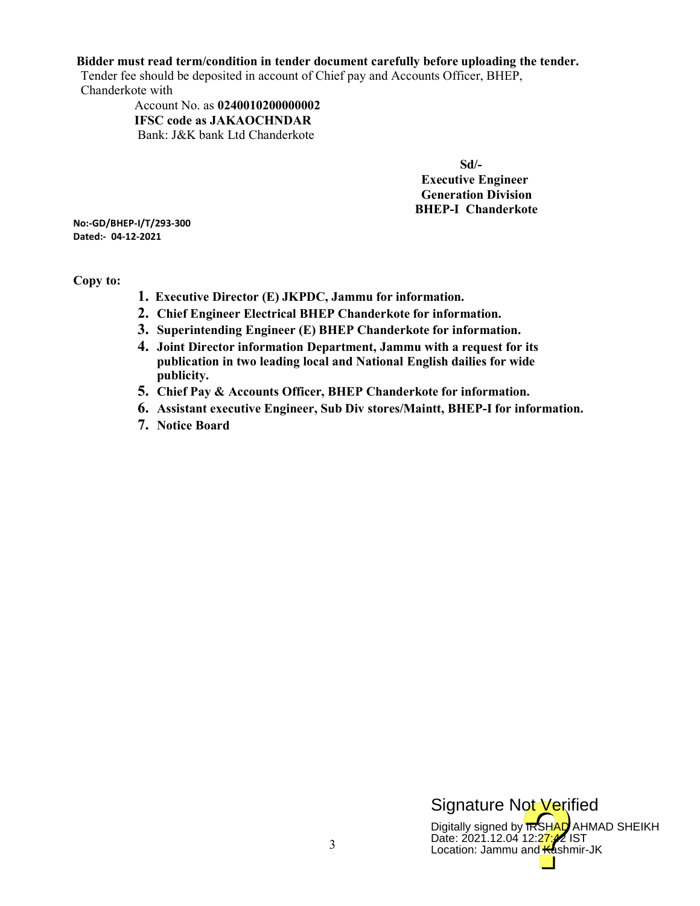**Bidder must read term/condition in tender document carefully before uploading the tender.**

Tender fee should be deposited in account of Chief pay and Accounts Officer, BHEP, Chanderkote with

Account No. as **0240010200000002**
**IFSC code as JAKAOCHNDAR**
Bank: J&K bank Ltd Chanderkote

**Sd/-**
**Executive Engineer**
**Generation Division**
**BHEP-I Chanderkote**

**No:-GD/BHEP-I/T/293-300**
**Dated:- 04-12-2021**

**Copy to:**

1. **Executive Director (E) JKPDC, Jammu for information.**
2. **Chief Engineer Electrical BHEP Chanderkote for information.**
3. **Superintending Engineer (E) BHEP Chanderkote for information.**
4. **Joint Director information Department, Jammu with a request for its publication in two leading local and National English dailies for wide publicity.**
5. **Chief Pay & Accounts Officer, BHEP Chanderkote for information.**
6. **Assistant executive Engineer, Sub Div stores/Maintt, BHEP-I for information.**
7. **Notice Board**

Signature Not Verified
Digitally signed by IRSHAD AHMAD SHEIKH
Date: 2021.12.04 12:27:42 IST
Location: Jammu and Kashmir-JK